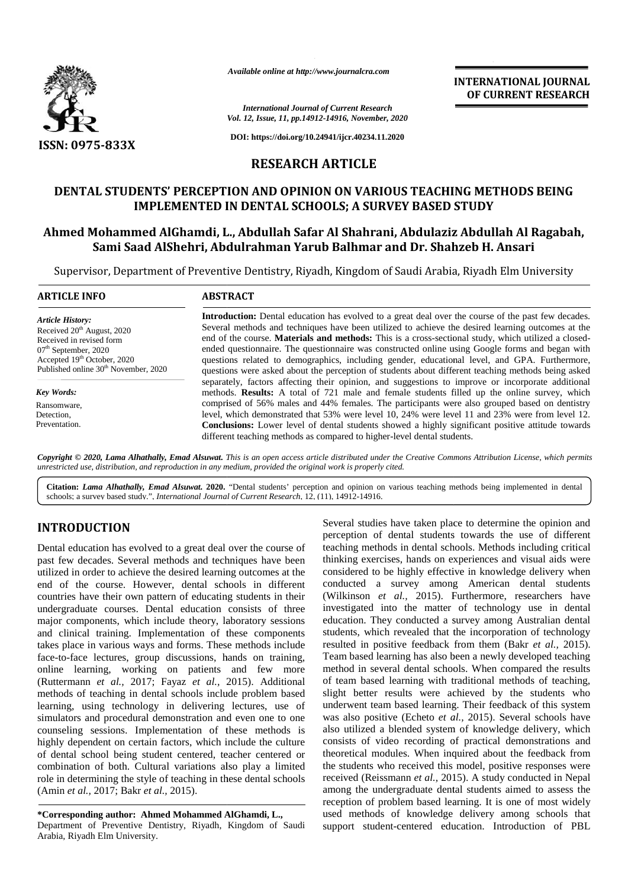*Available online at http://www.journalcra.com*

*International Journal of Current Research*
*Vol. 12, Issue, 11, pp.14912-14916, November, 2020*

**DOI: https://doi.org/10.24941/ijcr.40234.11.2020**

**INTERNATIONAL JOURNAL OF CURRENT RESEARCH**

**ISSN: 0975-833X**

## RESEARCH ARTICLE

# DENTAL STUDENTS' PERCEPTION AND OPINION ON VARIOUS TEACHING METHODS BEING IMPLEMENTED IN DENTAL SCHOOLS; A SURVEY BASED STUDY

**Ahmed Mohammed AlGhamdi, L., Abdullah Safar Al Shahrani, Abdulaziz Abdullah Al Ragabah, Sami Saad AlShehri, Abdulrahman Yarub Balhmar and Dr. Shahzeb H. Ansari**

Supervisor, Department of Preventive Dentistry, Riyadh, Kingdom of Saudi Arabia, Riyadh Elm University

**ARTICLE INFO**

***Article History:***
Received 20th August, 2020
Received in revised form
07th September, 2020
Accepted 19th October, 2020
Published online 30th November, 2020

***Key Words:***
Ransomware,
Detection,
Preventation.

**ABSTRACT**

**Introduction:** Dental education has evolved to a great deal over the course of the past few decades. Several methods and techniques have been utilized to achieve the desired learning outcomes at the end of the course. **Materials and methods:** This is a cross-sectional study, which utilized a closed-ended questionnaire. The questionnaire was constructed online using Google forms and began with questions related to demographics, including gender, educational level, and GPA. Furthermore, questions were asked about the perception of students about different teaching methods being asked separately, factors affecting their opinion, and suggestions to improve or incorporate additional methods. **Results:** A total of 721 male and female students filled up the online survey, which comprised of 56% males and 44% females. The participants were also grouped based on dentistry level, which demonstrated that 53% were level 10, 24% were level 11 and 23% were from level 12. **Conclusions:** Lower level of dental students showed a highly significant positive attitude towards different teaching methods as compared to higher-level dental students.

***Copyright © 2020, Lama Alhathally, Emad Alsuwat.*** *This is an open access article distributed under the Creative Commons Attribution License, which permits unrestricted use, distribution, and reproduction in any medium, provided the original work is properly cited.*

**Citation:** ***Lama Alhathally, Emad Alsuwat.*** **2020.** "Dental students' perception and opinion on various teaching methods being implemented in dental schools; a survey based study.", *International Journal of Current Research*, 12, (11), 14912-14916.

## INTRODUCTION

Dental education has evolved to a great deal over the course of past few decades. Several methods and techniques have been utilized in order to achieve the desired learning outcomes at the end of the course. However, dental schools in different countries have their own pattern of educating students in their undergraduate courses. Dental education consists of three major components, which include theory, laboratory sessions and clinical training. Implementation of these components takes place in various ways and forms. These methods include face-to-face lectures, group discussions, hands on training, online learning, working on patients and few more (Ruttermann *et al.,* 2017; Fayaz *et al.,* 2015). Additional methods of teaching in dental schools include problem based learning, using technology in delivering lectures, use of simulators and procedural demonstration and even one to one counseling sessions. Implementation of these methods is highly dependent on certain factors, which include the culture of dental school being student centered, teacher centered or combination of both. Cultural variations also play a limited role in determining the style of teaching in these dental schools (Amin *et al.,* 2017; Bakr *et al.,* 2015).

Several studies have taken place to determine the opinion and perception of dental students towards the use of different teaching methods in dental schools. Methods including critical thinking exercises, hands on experiences and visual aids were considered to be highly effective in knowledge delivery when conducted a survey among American dental students (Wilkinson *et al.,* 2015). Furthermore, researchers have investigated into the matter of technology use in dental education. They conducted a survey among Australian dental students, which revealed that the incorporation of technology resulted in positive feedback from them (Bakr *et al.,* 2015). Team based learning has also been a newly developed teaching method in several dental schools. When compared the results of team based learning with traditional methods of teaching, slight better results were achieved by the students who underwent team based learning. Their feedback of this system was also positive (Echeto *et al.,* 2015). Several schools have also utilized a blended system of knowledge delivery, which consists of video recording of practical demonstrations and theoretical modules. When inquired about the feedback from the students who received this model, positive responses were received (Reissmann *et al.,* 2015). A study conducted in Nepal among the undergraduate dental students aimed to assess the reception of problem based learning. It is one of most widely used methods of knowledge delivery among schools that support student-centered education. Introduction of PBL

**\*Corresponding author: Ahmed Mohammed AlGhamdi, L.,**
Department of Preventive Dentistry, Riyadh, Kingdom of Saudi Arabia, Riyadh Elm University.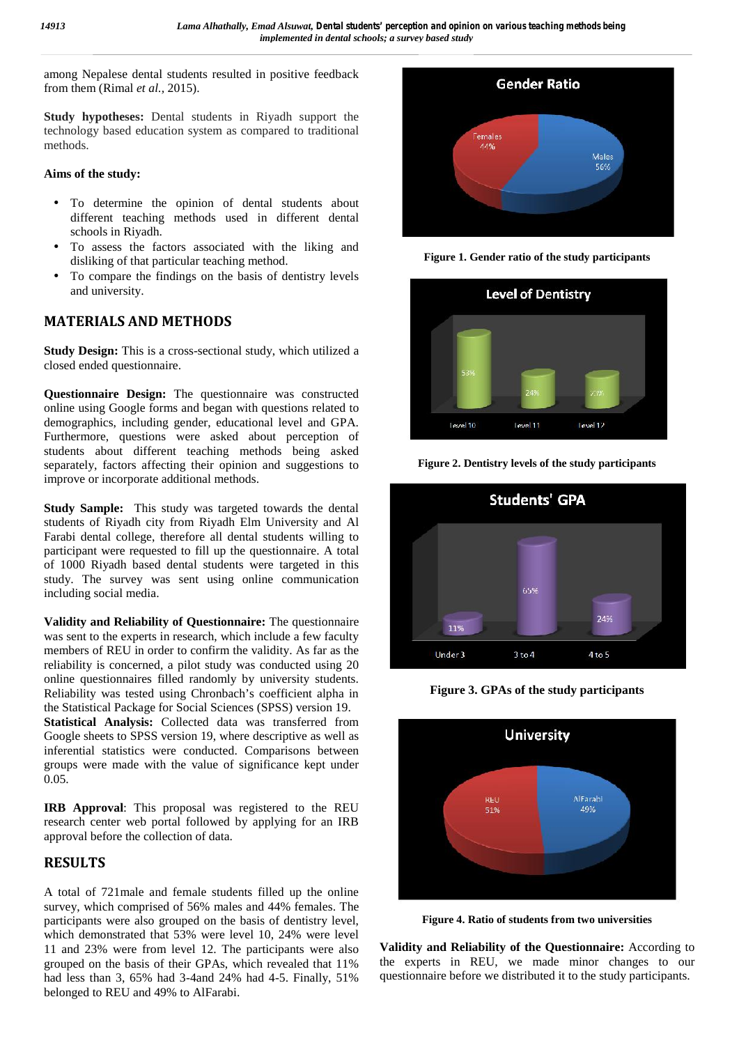among Nepalese dental students resulted in positive feedback from them (Rimal *et al.,* 2015).

**Study hypotheses:** Dental students in Riyadh support the technology based education system as compared to traditional methods.

**Aims of the study:**

- To determine the opinion of dental students about different teaching methods used in different dental schools in Riyadh.
- To assess the factors associated with the liking and disliking of that particular teaching method.
- To compare the findings on the basis of dentistry levels and university.

## MATERIALS AND METHODS

**Study Design:** This is a cross-sectional study, which utilized a closed ended questionnaire.

**Questionnaire Design:** The questionnaire was constructed online using Google forms and began with questions related to demographics, including gender, educational level and GPA. Furthermore, questions were asked about perception of students about different teaching methods being asked separately, factors affecting their opinion and suggestions to improve or incorporate additional methods.

**Study Sample:** This study was targeted towards the dental students of Riyadh city from Riyadh Elm University and Al Farabi dental college, therefore all dental students willing to participant were requested to fill up the questionnaire. A total of 1000 Riyadh based dental students were targeted in this study. The survey was sent using online communication including social media.

**Validity and Reliability of Questionnaire:** The questionnaire was sent to the experts in research, which include a few faculty members of REU in order to confirm the validity. As far as the reliability is concerned, a pilot study was conducted using 20 online questionnaires filled randomly by university students. Reliability was tested using Chronbach's coefficient alpha in the Statistical Package for Social Sciences (SPSS) version 19.

**Statistical Analysis:** Collected data was transferred from Google sheets to SPSS version 19, where descriptive as well as inferential statistics were conducted. Comparisons between groups were made with the value of significance kept under 0.05.

**IRB Approval**: This proposal was registered to the REU research center web portal followed by applying for an IRB approval before the collection of data.

## RESULTS

A total of 721male and female students filled up the online survey, which comprised of 56% males and 44% females. The participants were also grouped on the basis of dentistry level, which demonstrated that 53% were level 10, 24% were level 11 and 23% were from level 12. The participants were also grouped on the basis of their GPAs, which revealed that 11% had less than 3, 65% had 3-4and 24% had 4-5. Finally, 51% belonged to REU and 49% to AlFarabi.

**Figure 1. Gender ratio of the study participants**

**Figure 2. Dentistry levels of the study participants**

**Figure 3. GPAs of the study participants**

**Figure 4. Ratio of students from two universities**

**Validity and Reliability of the Questionnaire:** According to the experts in REU, we made minor changes to our questionnaire before we distributed it to the study participants.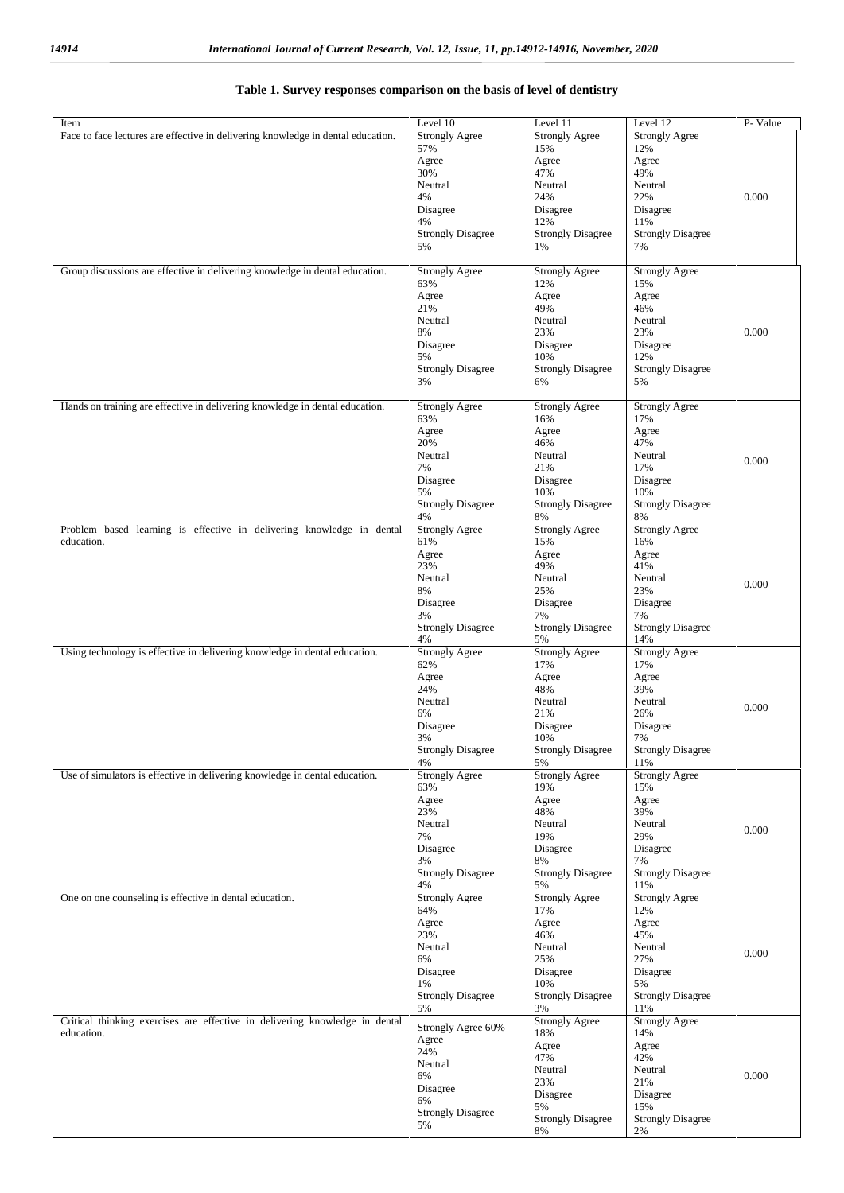**Table 1. Survey responses comparison on the basis of level of dentistry**

| Item | Level 10 | Level 11 | Level 12 | P- Value |
|---|---|---|---|---|
| Face to face lectures are effective in delivering knowledge in dental education. | Strongly Agree 57%<br>Agree 30%<br>Neutral 4%<br>Disagree 4%<br>Strongly Disagree 5% | Strongly Agree 15%<br>Agree 47%<br>Neutral 24%<br>Disagree 12%<br>Strongly Disagree 1% | Strongly Agree 12%<br>Agree 49%<br>Neutral 22%<br>Disagree 11%<br>Strongly Disagree 7% | 0.000 |
| Group discussions are effective in delivering knowledge in dental education. | Strongly Agree 63%<br>Agree 21%<br>Neutral 8%<br>Disagree 5%<br>Strongly Disagree 3% | Strongly Agree 12%<br>Agree 49%<br>Neutral 23%<br>Disagree 10%<br>Strongly Disagree 6% | Strongly Agree 15%<br>Agree 46%<br>Neutral 23%<br>Disagree 12%<br>Strongly Disagree 5% | 0.000 |
| Hands on training are effective in delivering knowledge in dental education. | Strongly Agree 63%<br>Agree 20%<br>Neutral 7%<br>Disagree 5%<br>Strongly Disagree 4% | Strongly Agree 16%<br>Agree 46%<br>Neutral 21%<br>Disagree 10%<br>Strongly Disagree 8% | Strongly Agree 17%<br>Agree 47%<br>Neutral 17%<br>Disagree 10%<br>Strongly Disagree 8% | 0.000 |
| Problem based learning is effective in delivering knowledge in dental education. | Strongly Agree 61%<br>Agree 23%<br>Neutral 8%<br>Disagree 3%<br>Strongly Disagree 4% | Strongly Agree 15%<br>Agree 49%<br>Neutral 25%<br>Disagree 7%<br>Strongly Disagree 5% | Strongly Agree 16%<br>Agree 41%<br>Neutral 23%<br>Disagree 7%<br>Strongly Disagree 14% | 0.000 |
| Using technology is effective in delivering knowledge in dental education. | Strongly Agree 62%<br>Agree 24%<br>Neutral 6%<br>Disagree 3%<br>Strongly Disagree 4% | Strongly Agree 17%<br>Agree 48%<br>Neutral 21%<br>Disagree 10%<br>Strongly Disagree 5% | Strongly Agree 17%<br>Agree 39%<br>Neutral 26%<br>Disagree 7%<br>Strongly Disagree 11% | 0.000 |
| Use of simulators is effective in delivering knowledge in dental education. | Strongly Agree 63%<br>Agree 23%<br>Neutral 7%<br>Disagree 3%<br>Strongly Disagree 4% | Strongly Agree 19%<br>Agree 48%<br>Neutral 19%<br>Disagree 8%<br>Strongly Disagree 5% | Strongly Agree 15%<br>Agree 39%<br>Neutral 29%<br>Disagree 7%<br>Strongly Disagree 11% | 0.000 |
| One on one counseling is effective in dental education. | Strongly Agree 64%<br>Agree 23%<br>Neutral 6%<br>Disagree 1%<br>Strongly Disagree 5% | Strongly Agree 17%<br>Agree 46%<br>Neutral 25%<br>Disagree 10%<br>Strongly Disagree 3% | Strongly Agree 12%<br>Agree 45%<br>Neutral 27%<br>Disagree 5%<br>Strongly Disagree 11% | 0.000 |
| Critical thinking exercises are effective in delivering knowledge in dental education. | Strongly Agree 60%<br>Agree 24%<br>Neutral 6%<br>Disagree 6%<br>Strongly Disagree 5% | Strongly Agree 18%<br>Agree 47%<br>Neutral 23%<br>Disagree 5%<br>Strongly Disagree 8% | Strongly Agree 14%<br>Agree 42%<br>Neutral 21%<br>Disagree 15%<br>Strongly Disagree 2% | 0.000 |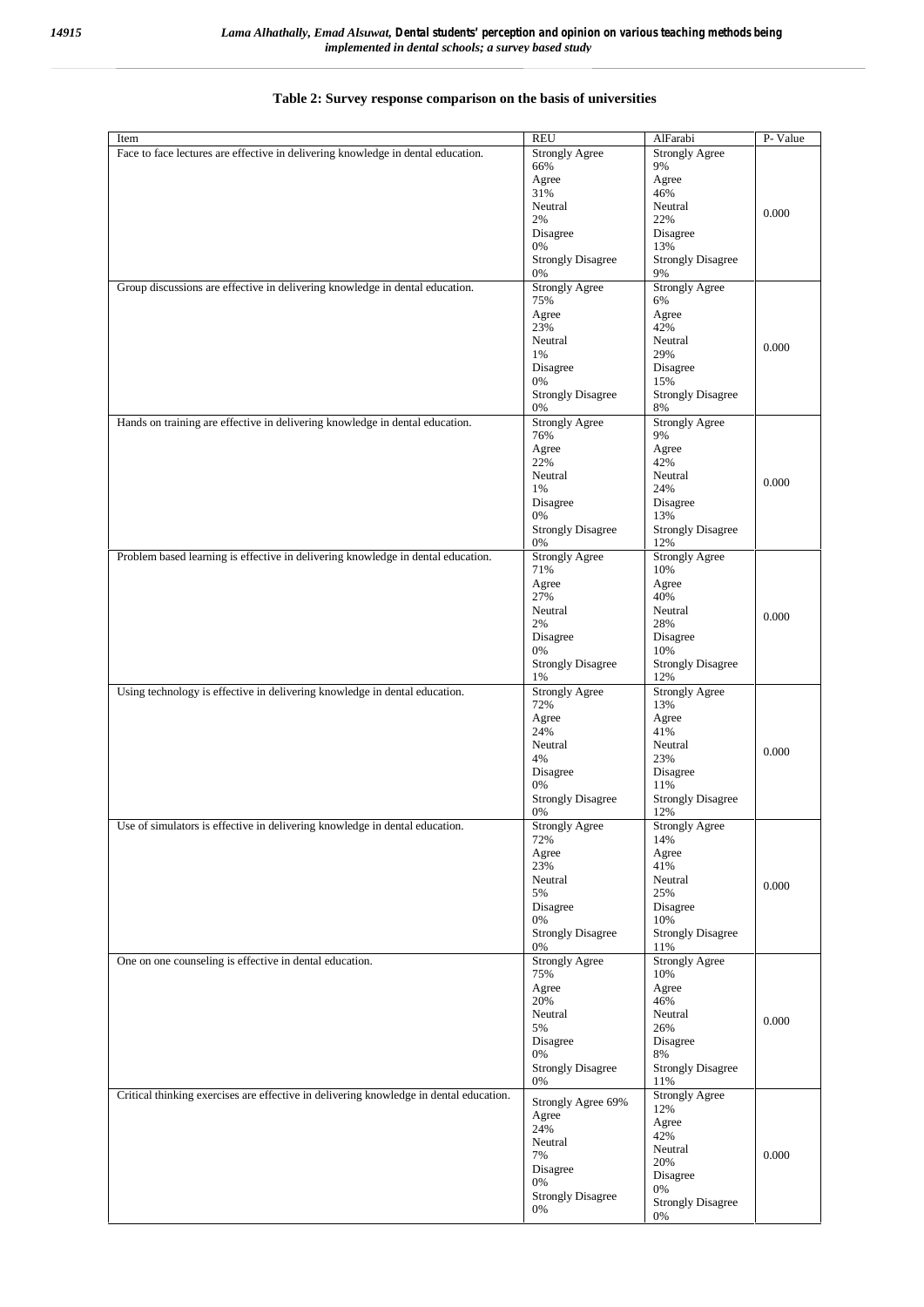**Table 2: Survey response comparison on the basis of universities**

| Item | REU | AlFarabi | P- Value |
|---|---|---|---|
| Face to face lectures are effective in delivering knowledge in dental education. | Strongly Agree 66%<br>Agree 31%<br>Neutral 2%<br>Disagree 0%<br>Strongly Disagree 0% | Strongly Agree 9%<br>Agree 46%<br>Neutral 22%<br>Disagree 13%<br>Strongly Disagree 9% | 0.000 |
| Group discussions are effective in delivering knowledge in dental education. | Strongly Agree 75%<br>Agree 23%<br>Neutral 1%<br>Disagree 0%<br>Strongly Disagree 0% | Strongly Agree 6%<br>Agree 42%<br>Neutral 29%<br>Disagree 15%<br>Strongly Disagree 8% | 0.000 |
| Hands on training are effective in delivering knowledge in dental education. | Strongly Agree 76%<br>Agree 22%<br>Neutral 1%<br>Disagree 0%<br>Strongly Disagree 0% | Strongly Agree 9%<br>Agree 42%<br>Neutral 24%<br>Disagree 13%<br>Strongly Disagree 12% | 0.000 |
| Problem based learning is effective in delivering knowledge in dental education. | Strongly Agree 71%<br>Agree 27%<br>Neutral 2%<br>Disagree 0%<br>Strongly Disagree 1% | Strongly Agree 10%<br>Agree 40%<br>Neutral 28%<br>Disagree 10%<br>Strongly Disagree 12% | 0.000 |
| Using technology is effective in delivering knowledge in dental education. | Strongly Agree 72%<br>Agree 24%<br>Neutral 4%<br>Disagree 0%<br>Strongly Disagree 0% | Strongly Agree 13%<br>Agree 41%<br>Neutral 23%<br>Disagree 11%<br>Strongly Disagree 12% | 0.000 |
| Use of simulators is effective in delivering knowledge in dental education. | Strongly Agree 72%<br>Agree 23%<br>Neutral 5%<br>Disagree 0%<br>Strongly Disagree 0% | Strongly Agree 14%<br>Agree 41%<br>Neutral 25%<br>Disagree 10%<br>Strongly Disagree 11% | 0.000 |
| One on one counseling is effective in dental education. | Strongly Agree 75%<br>Agree 20%<br>Neutral 5%<br>Disagree 0%<br>Strongly Disagree 0% | Strongly Agree 10%<br>Agree 46%<br>Neutral 26%<br>Disagree 8%<br>Strongly Disagree 11% | 0.000 |
| Critical thinking exercises are effective in delivering knowledge in dental education. | Strongly Agree 69%<br>Agree 24%<br>Neutral 7%<br>Disagree 0%<br>Strongly Disagree 0% | Strongly Agree 12%<br>Agree 42%<br>Neutral 20%<br>Disagree 0%<br>Strongly Disagree 0% | 0.000 |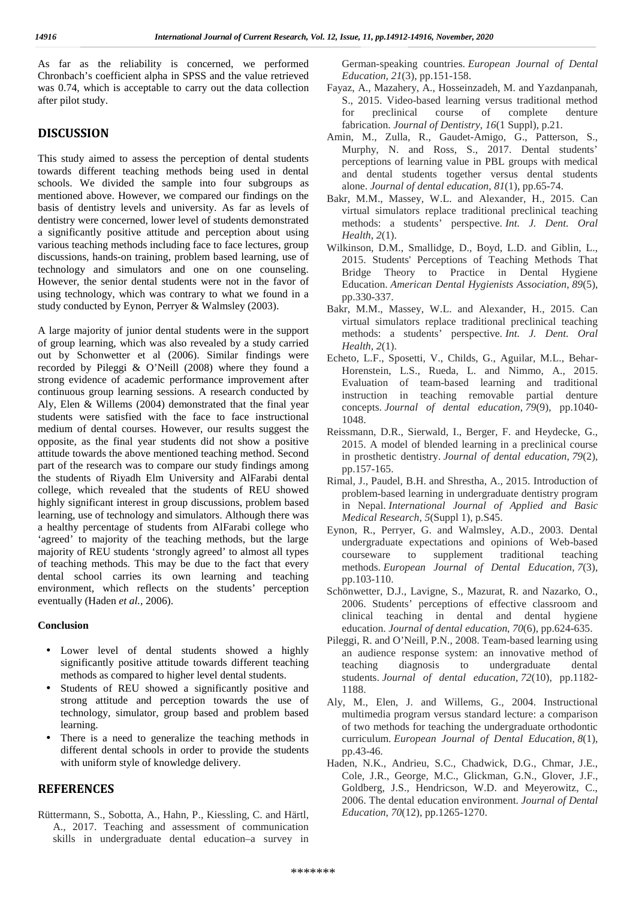As far as the reliability is concerned, we performed Chronbach's coefficient alpha in SPSS and the value retrieved was 0.74, which is acceptable to carry out the data collection after pilot study.

## DISCUSSION

This study aimed to assess the perception of dental students towards different teaching methods being used in dental schools. We divided the sample into four subgroups as mentioned above. However, we compared our findings on the basis of dentistry levels and university. As far as levels of dentistry were concerned, lower level of students demonstrated a significantly positive attitude and perception about using various teaching methods including face to face lectures, group discussions, hands-on training, problem based learning, use of technology and simulators and one on one counseling. However, the senior dental students were not in the favor of using technology, which was contrary to what we found in a study conducted by Eynon, Perryer & Walmsley (2003).

A large majority of junior dental students were in the support of group learning, which was also revealed by a study carried out by Schonwetter et al (2006). Similar findings were recorded by Pileggi & O'Neill (2008) where they found a strong evidence of academic performance improvement after continuous group learning sessions. A research conducted by Aly, Elen & Willems (2004) demonstrated that the final year students were satisfied with the face to face instructional medium of dental courses. However, our results suggest the opposite, as the final year students did not show a positive attitude towards the above mentioned teaching method. Second part of the research was to compare our study findings among the students of Riyadh Elm University and AlFarabi dental college, which revealed that the students of REU showed highly significant interest in group discussions, problem based learning, use of technology and simulators. Although there was a healthy percentage of students from AlFarabi college who 'agreed' to majority of the teaching methods, but the large majority of REU students 'strongly agreed' to almost all types of teaching methods. This may be due to the fact that every dental school carries its own learning and teaching environment, which reflects on the students' perception eventually (Haden *et al.*, 2006).

### Conclusion

- Lower level of dental students showed a highly significantly positive attitude towards different teaching methods as compared to higher level dental students.
- Students of REU showed a significantly positive and strong attitude and perception towards the use of technology, simulator, group based and problem based learning.
- There is a need to generalize the teaching methods in different dental schools in order to provide the students with uniform style of knowledge delivery.

## REFERENCES

Rüttermann, S., Sobotta, A., Hahn, P., Kiessling, C. and Härtl, A., 2017. Teaching and assessment of communication skills in undergraduate dental education–a survey in German-speaking countries. *European Journal of Dental Education*, *21*(3), pp.151-158.

Fayaz, A., Mazahery, A., Hosseinzadeh, M. and Yazdanpanah, S., 2015. Video-based learning versus traditional method for preclinical course of complete denture fabrication. *Journal of Dentistry*, *16*(1 Suppl), p.21.

Amin, M., Zulla, R., Gaudet-Amigo, G., Patterson, S., Murphy, N. and Ross, S., 2017. Dental students' perceptions of learning value in PBL groups with medical and dental students together versus dental students alone. *Journal of dental education*, *81*(1), pp.65-74.

Bakr, M.M., Massey, W.L. and Alexander, H., 2015. Can virtual simulators replace traditional preclinical teaching methods: a students' perspective. *Int. J. Dent. Oral Health*, *2*(1).

Wilkinson, D.M., Smallidge, D., Boyd, L.D. and Giblin, L., 2015. Students' Perceptions of Teaching Methods That Bridge Theory to Practice in Dental Hygiene Education. *American Dental Hygienists Association*, *89*(5), pp.330-337.

Bakr, M.M., Massey, W.L. and Alexander, H., 2015. Can virtual simulators replace traditional preclinical teaching methods: a students' perspective. *Int. J. Dent. Oral Health*, *2*(1).

Echeto, L.F., Sposetti, V., Childs, G., Aguilar, M.L., Behar-Horenstein, L.S., Rueda, L. and Nimmo, A., 2015. Evaluation of team-based learning and traditional instruction in teaching removable partial denture concepts. *Journal of dental education*, *79*(9), pp.1040-1048.

Reissmann, D.R., Sierwald, I., Berger, F. and Heydecke, G., 2015. A model of blended learning in a preclinical course in prosthetic dentistry. *Journal of dental education*, *79*(2), pp.157-165.

Rimal, J., Paudel, B.H. and Shrestha, A., 2015. Introduction of problem-based learning in undergraduate dentistry program in Nepal. *International Journal of Applied and Basic Medical Research*, *5*(Suppl 1), p.S45.

Eynon, R., Perryer, G. and Walmsley, A.D., 2003. Dental undergraduate expectations and opinions of Web-based courseware to supplement traditional teaching methods. *European Journal of Dental Education*, *7*(3), pp.103-110.

Schönwetter, D.J., Lavigne, S., Mazurat, R. and Nazarko, O., 2006. Students' perceptions of effective classroom and clinical teaching in dental and dental hygiene education. *Journal of dental education*, *70*(6), pp.624-635.

Pileggi, R. and O'Neill, P.N., 2008. Team-based learning using an audience response system: an innovative method of teaching diagnosis to undergraduate dental students. *Journal of dental education*, *72*(10), pp.1182-1188.

Aly, M., Elen, J. and Willems, G., 2004. Instructional multimedia program versus standard lecture: a comparison of two methods for teaching the undergraduate orthodontic curriculum. *European Journal of Dental Education*, *8*(1), pp.43-46.

Haden, N.K., Andrieu, S.C., Chadwick, D.G., Chmar, J.E., Cole, J.R., George, M.C., Glickman, G.N., Glover, J.F., Goldberg, J.S., Hendricson, W.D. and Meyerowitz, C., 2006. The dental education environment. *Journal of Dental Education*, *70*(12), pp.1265-1270.

*******